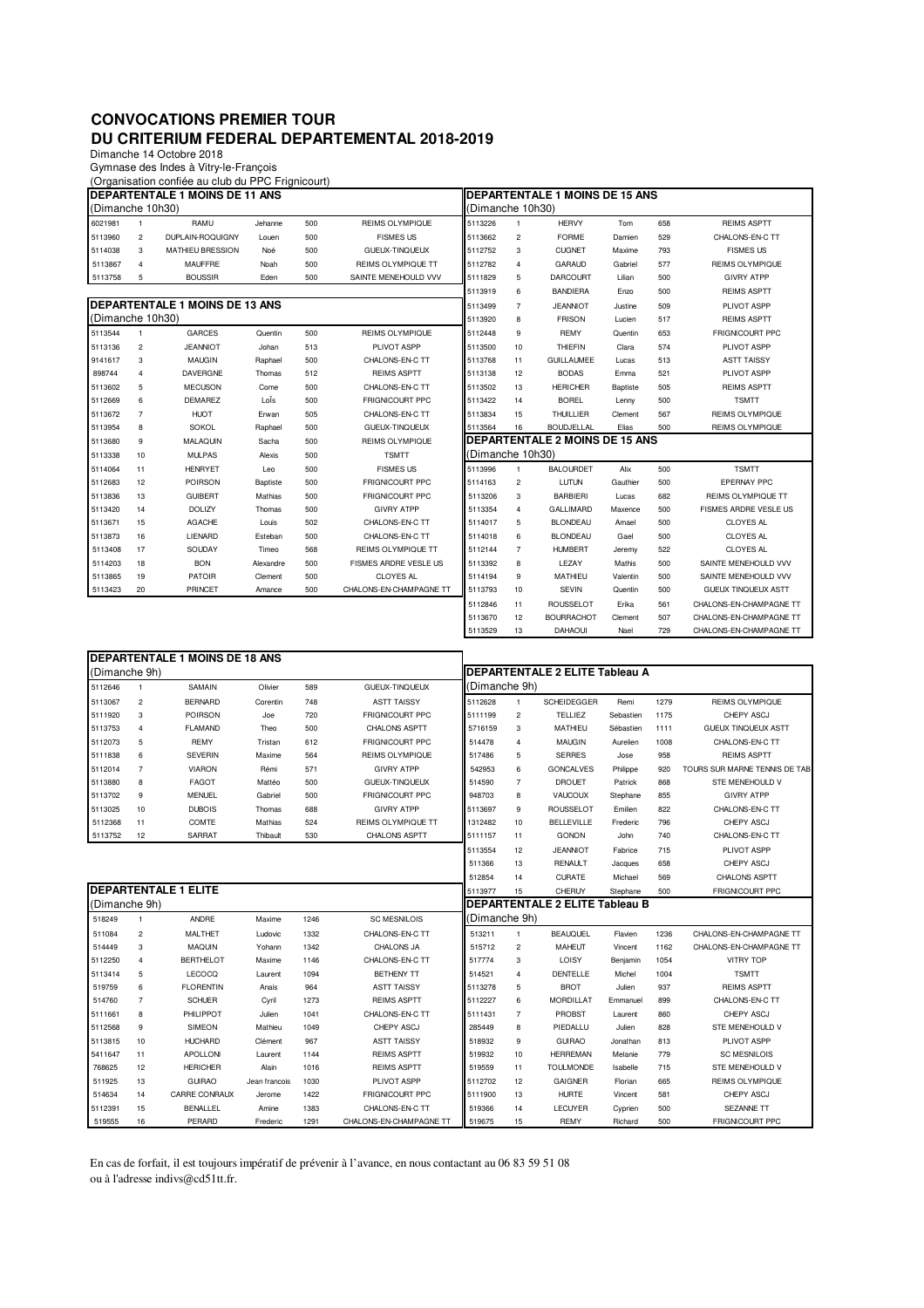# CONVOCATIONS PREMIER TOUR
## DU CRITERIUM FEDERAL DEPARTEMENTAL 2018-2019

Dimanche 14 Octobre 2018
Gymnase des Indes à Vitry-le-François
(Organisation confiée au club du PPC Frignicourt)

### DEPARTENTALE 1 MOINS DE 11 ANS
(Dimanche 10h30)

| | | | | | |
|---|---|---|---|---|---|
| 6021981 | 1 | RAMU | Jehanne | 500 | REIMS OLYMPIQUE |
| 5113960 | 2 | DUPLAIN-ROQUIGNY | Louen | 500 | FISMES US |
| 5114038 | 3 | MATHIEU BRESSION | Noé | 500 | GUEUX-TINQUEUX |
| 5113867 | 4 | MAUFFRE | Noah | 500 | REIMS OLYMPIQUE TT |
| 5113758 | 5 | BOUSSIR | Eden | 500 | SAINTE MENEHOULD VVV |

### DEPARTENTALE 1 MOINS DE 13 ANS
(Dimanche 10h30)

| | | | | | |
|---|---|---|---|---|---|
| 5113544 | 1 | GARCES | Quentin | 500 | REIMS OLYMPIQUE |
| 5113136 | 2 | JEANNIOT | Johan | 513 | PLIVOT ASPP |
| 9141617 | 3 | MAUGIN | Raphael | 500 | CHALONS-EN-C TT |
| 898744 | 4 | DAVERGNE | Thomas | 512 | REIMS ASPTT |
| 5113602 | 5 | MECUSON | Come | 500 | CHALONS-EN-C TT |
| 5112669 | 6 | DEMAREZ | LoÏs | 500 | FRIGNICOURT PPC |
| 5113672 | 7 | HUOT | Erwan | 505 | CHALONS-EN-C TT |
| 5113954 | 8 | SOKOL | Raphael | 500 | GUEUX-TINQUEUX |
| 5113680 | 9 | MALAQUIN | Sacha | 500 | REIMS OLYMPIQUE |
| 5113338 | 10 | MULPAS | Alexis | 500 | TSMTT |
| 5114064 | 11 | HENRYET | Leo | 500 | FISMES US |
| 5112683 | 12 | POIRSON | Baptiste | 500 | FRIGNICOURT PPC |
| 5113836 | 13 | GUIBERT | Mathias | 500 | FRIGNICOURT PPC |
| 5113420 | 14 | DOLIZY | Thomas | 500 | GIVRY ATPP |
| 5113671 | 15 | AGACHE | Louis | 502 | CHALONS-EN-C TT |
| 5113873 | 16 | LIENARD | Esteban | 500 | CHALONS-EN-C TT |
| 5113408 | 17 | SOUDAY | Timeo | 568 | REIMS OLYMPIQUE TT |
| 5114203 | 18 | BON | Alexandre | 500 | FISMES ARDRE VESLE US |
| 5113865 | 19 | PATOIR | Clement | 500 | CLOYES AL |
| 5113423 | 20 | PRINCET | Amance | 500 | CHALONS-EN-CHAMPAGNE TT |

### DEPARTENTALE 1 MOINS DE 15 ANS
(Dimanche 10h30)

| | | | | | |
|---|---|---|---|---|---|
| 5113226 | 1 | HERVY | Tom | 658 | REIMS ASPTT |
| 5113662 | 2 | FORME | Damien | 529 | CHALONS-EN-C TT |
| 5112752 | 3 | CUGNET | Maxime | 793 | FISMES US |
| 5112782 | 4 | GARAUD | Gabriel | 577 | REIMS OLYMPIQUE |
| 5111829 | 5 | DARCOURT | Lilian | 500 | GIVRY ATPP |
| 5113919 | 6 | BANDIERA | Enzo | 500 | REIMS ASPTT |
| 5113499 | 7 | JEANNIOT | Justine | 509 | PLIVOT ASPP |
| 5113920 | 8 | FRISON | Lucien | 517 | REIMS ASPTT |
| 5112448 | 9 | REMY | Quentin | 653 | FRIGNICOURT PPC |
| 5113500 | 10 | THIEFIN | Clara | 574 | PLIVOT ASPP |
| 5113768 | 11 | GUILLAUMEE | Lucas | 513 | ASTT TAISSY |
| 5113138 | 12 | BODAS | Emma | 521 | PLIVOT ASPP |
| 5113502 | 13 | HERICHER | Baptiste | 505 | REIMS ASPTT |
| 5113422 | 14 | BOREL | Lenny | 500 | TSMTT |
| 5113834 | 15 | THUILLIER | Clement | 567 | REIMS OLYMPIQUE |
| 5113564 | 16 | BOUDJELLAL | Elias | 500 | REIMS OLYMPIQUE |

### DEPARTENTALE 2 MOINS DE 15 ANS
(Dimanche 10h30)

| | | | | | |
|---|---|---|---|---|---|
| 5113996 | 1 | BALOURDET | Alix | 500 | TSMTT |
| 5114163 | 2 | LUTUN | Gauthier | 500 | EPERNAY PPC |
| 5113206 | 3 | BARBIERI | Lucas | 682 | REIMS OLYMPIQUE TT |
| 5113354 | 4 | GALLIMARD | Maxence | 500 | FISMES ARDRE VESLE US |
| 5114017 | 5 | BLONDEAU | Amael | 500 | CLOYES AL |
| 5114018 | 6 | BLONDEAU | Gael | 500 | CLOYES AL |
| 5112144 | 7 | HUMBERT | Jeremy | 522 | CLOYES AL |
| 5113392 | 8 | LEZAY | Mathis | 500 | SAINTE MENEHOULD VVV |
| 5114194 | 9 | MATHIEU | Valentin | 500 | SAINTE MENEHOULD VVV |
| 5113793 | 10 | SEVIN | Quentin | 500 | GUEUX TINQUEUX ASTT |
| 5112846 | 11 | ROUSSELOT | Erika | 561 | CHALONS-EN-CHAMPAGNE TT |
| 5113670 | 12 | BOURRACHOT | Clement | 507 | CHALONS-EN-CHAMPAGNE TT |
| 5113529 | 13 | DAHAOUI | Nael | 729 | CHALONS-EN-CHAMPAGNE TT |

### DEPARTENTALE 1 MOINS DE 18 ANS
(Dimanche 9h)

| | | | | | |
|---|---|---|---|---|---|
| 5112646 | 1 | SAMAIN | Olivier | 589 | GUEUX-TINQUEUX |
| 5113067 | 2 | BERNARD | Corentin | 748 | ASTT TAISSY |
| 5111920 | 3 | POIRSON | Joe | 720 | FRIGNICOURT PPC |
| 5113753 | 4 | FLAMAND | Theo | 500 | CHALONS ASPTT |
| 5112073 | 5 | REMY | Tristan | 612 | FRIGNICOURT PPC |
| 5111838 | 6 | SEVERIN | Maxime | 564 | REIMS OLYMPIQUE |
| 5112014 | 7 | VIARON | Rémi | 571 | GIVRY ATPP |
| 5113880 | 8 | FAGOT | Mattéo | 500 | GUEUX-TINQUEUX |
| 5113702 | 9 | MENUEL | Gabriel | 500 | FRIGNICOURT PPC |
| 5113025 | 10 | DUBOIS | Thomas | 688 | GIVRY ATPP |
| 5112368 | 11 | COMTE | Mathias | 524 | REIMS OLYMPIQUE TT |
| 5113752 | 12 | SARRAT | Thibault | 530 | CHALONS ASPTT |

### DEPARTENTALE 1 ELITE
(Dimanche 9h)

| | | | | | |
|---|---|---|---|---|---|
| 518249 | 1 | ANDRE | Maxime | 1246 | SC MESNILOIS |
| 511084 | 2 | MALTHET | Ludovic | 1332 | CHALONS-EN-C TT |
| 514449 | 3 | MAQUIN | Yohann | 1342 | CHALONS JA |
| 5112250 | 4 | BERTHELOT | Maxime | 1146 | CHALONS-EN-C TT |
| 5113414 | 5 | LECOCQ | Laurent | 1094 | BETHENY TT |
| 519759 | 6 | FLORENTIN | Anais | 964 | ASTT TAISSY |
| 514760 | 7 | SCHUER | Cyril | 1273 | REIMS ASPTT |
| 5111661 | 8 | PHILIPPOT | Julien | 1041 | CHALONS-EN-C TT |
| 5112568 | 9 | SIMEON | Mathieu | 1049 | CHEPY ASCJ |
| 5113815 | 10 | HUCHARD | Clément | 967 | ASTT TAISSY |
| 5411647 | 11 | APOLLONI | Laurent | 1144 | REIMS ASPTT |
| 768625 | 12 | HERICHER | Alain | 1016 | REIMS ASPTT |
| 511925 | 13 | GUIRAO | Jean francois | 1030 | PLIVOT ASPP |
| 514634 | 14 | CARRE CONRAUX | Jerome | 1422 | FRIGNICOURT PPC |
| 5112391 | 15 | BENALLEL | Amine | 1383 | CHALONS-EN-C TT |
| 519555 | 16 | PERARD | Frederic | 1291 | CHALONS-EN-CHAMPAGNE TT |

### DEPARTENTALE 2 ELITE Tableau A
(Dimanche 9h)

| | | | | | |
|---|---|---|---|---|---|
| 5112628 | 1 | SCHEIDEGGER | Remi | 1279 | REIMS OLYMPIQUE |
| 5111199 | 2 | TELLIEZ | Sebastien | 1175 | CHEPY ASCJ |
| 5716159 | 3 | MATHIEU | Sébastien | 1111 | GUEUX TINQUEUX ASTT |
| 514478 | 4 | MAUGIN | Aurelien | 1008 | CHALONS-EN-C TT |
| 517486 | 5 | SERRES | Jose | 958 | REIMS ASPTT |
| 542953 | 6 | GONCALVES | Philippe | 920 | TOURS SUR MARNE TENNIS DE TAB |
| 514590 | 7 | DROUET | Patrick | 868 | STE MENEHOULD V |
| 948703 | 8 | VAUCOUX | Stephane | 855 | GIVRY ATPP |
| 5113697 | 9 | ROUSSELOT | Emilien | 822 | CHALONS-EN-C TT |
| 1312482 | 10 | BELLEVILLE | Frederic | 796 | CHEPY ASCJ |
| 5111157 | 11 | GONON | John | 740 | CHALONS-EN-C TT |
| 5113554 | 12 | JEANNIOT | Fabrice | 715 | PLIVOT ASPP |
| 511366 | 13 | RENAULT | Jacques | 658 | CHEPY ASCJ |
| 512854 | 14 | CURATE | Michael | 569 | CHALONS ASPTT |
| 5113977 | 15 | CHERUY | Stephane | 500 | FRIGNICOURT PPC |

### DEPARTENTALE 2 ELITE Tableau B
(Dimanche 9h)

| | | | | | |
|---|---|---|---|---|---|
| 513211 | 1 | BEAUQUEL | Flavien | 1236 | CHALONS-EN-CHAMPAGNE TT |
| 515712 | 2 | MAHEUT | Vincent | 1162 | CHALONS-EN-CHAMPAGNE TT |
| 517774 | 3 | LOISY | Benjamin | 1054 | VITRY TOP |
| 514521 | 4 | DENTELLE | Michel | 1004 | TSMTT |
| 5113278 | 5 | BROT | Julien | 937 | REIMS ASPTT |
| 5112227 | 6 | MORDILLAT | Emmanuel | 899 | CHALONS-EN-C TT |
| 5111431 | 7 | PROBST | Laurent | 860 | CHEPY ASCJ |
| 285449 | 8 | PIEDALLU | Julien | 828 | STE MENEHOULD V |
| 518932 | 9 | GUIRAO | Jonathan | 813 | PLIVOT ASPP |
| 519932 | 10 | HERREMAN | Melanie | 779 | SC MESNILOIS |
| 519559 | 11 | TOULMONDE | Isabelle | 715 | STE MENEHOULD V |
| 5112702 | 12 | GAIGNER | Florian | 665 | REIMS OLYMPIQUE |
| 5111900 | 13 | HURTE | Vincent | 581 | CHEPY ASCJ |
| 519366 | 14 | LECUYER | Cyprien | 500 | SEZANNE TT |
| 519675 | 15 | REMY | Richard | 500 | FRIGNICOURT PPC |

En cas de forfait, il est toujours impératif de prévenir à l'avance, en nous contactant au 06 83 59 51 08 ou à l'adresse indivs@cd51tt.fr.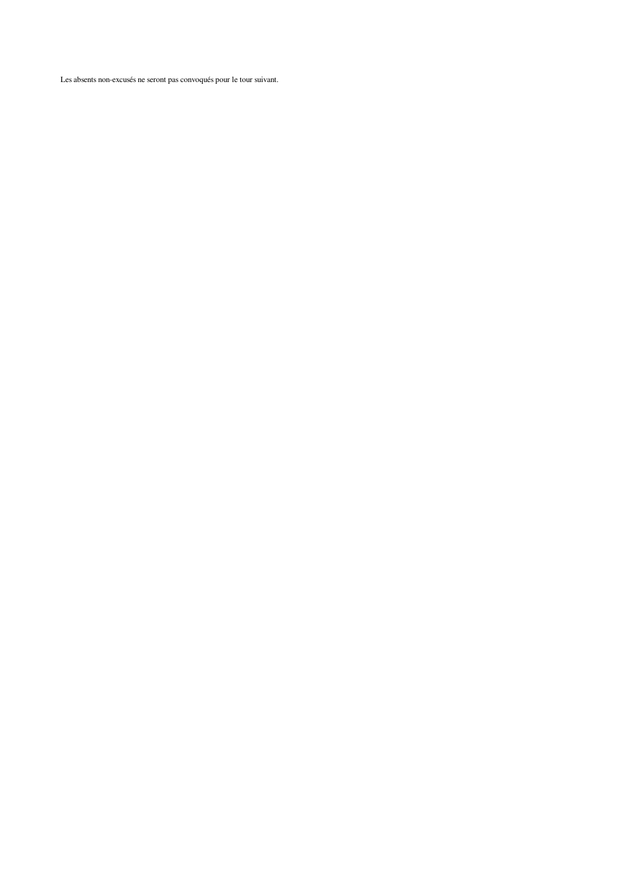Les absents non-excusés ne seront pas convoqués pour le tour suivant.